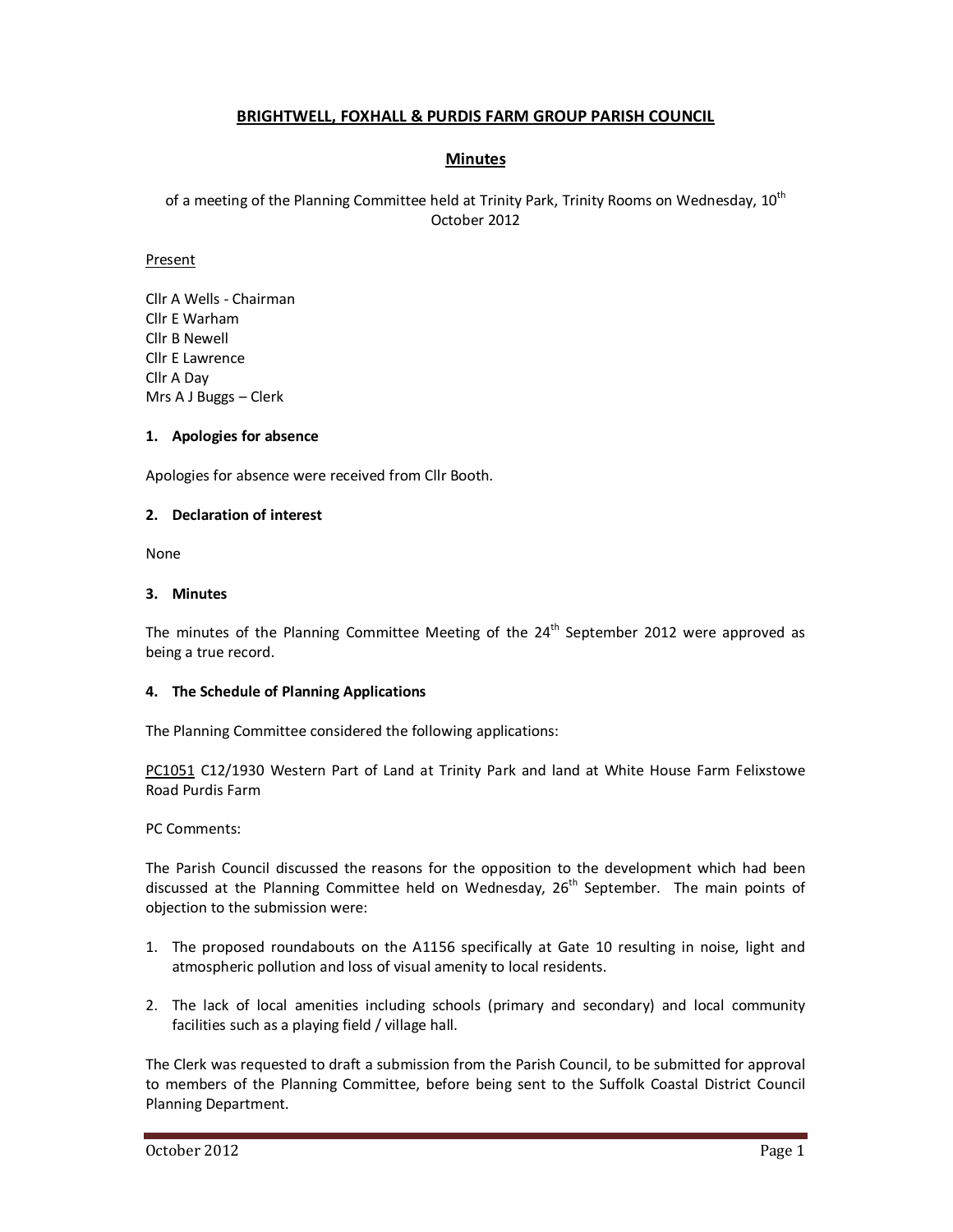# BRIGHTWELL, FOXHALL & PURDIS FARM GROUP PARISH COUNCIL

## Minutes

of a meeting of the Planning Committee held at Trinity Park, Trinity Rooms on Wednesday, 10th October 2012

Present

Cllr A Wells - Chairman
Cllr E Warham
Cllr B Newell
Cllr E Lawrence
Cllr A Day
Mrs A J Buggs – Clerk

**1. Apologies for absence**

Apologies for absence were received from Cllr Booth.

**2. Declaration of interest**

None

**3. Minutes**

The minutes of the Planning Committee Meeting of the 24th September 2012 were approved as being a true record.

**4. The Schedule of Planning Applications**

The Planning Committee considered the following applications:

PC1051 C12/1930 Western Part of Land at Trinity Park and land at White House Farm Felixstowe Road Purdis Farm

PC Comments:

The Parish Council discussed the reasons for the opposition to the development which had been discussed at the Planning Committee held on Wednesday, 26th September. The main points of objection to the submission were:

1. The proposed roundabouts on the A1156 specifically at Gate 10 resulting in noise, light and atmospheric pollution and loss of visual amenity to local residents.
2. The lack of local amenities including schools (primary and secondary) and local community facilities such as a playing field / village hall.

The Clerk was requested to draft a submission from the Parish Council, to be submitted for approval to members of the Planning Committee, before being sent to the Suffolk Coastal District Council Planning Department.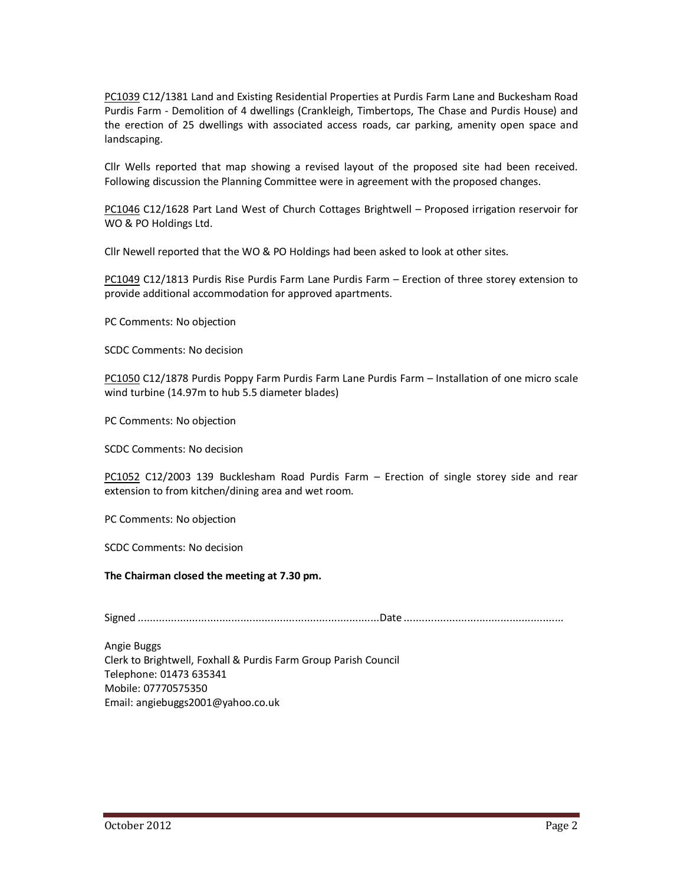PC1039 C12/1381 Land and Existing Residential Properties at Purdis Farm Lane and Buckesham Road Purdis Farm - Demolition of 4 dwellings (Crankleigh, Timbertops, The Chase and Purdis House) and the erection of 25 dwellings with associated access roads, car parking, amenity open space and landscaping.

Cllr Wells reported that map showing a revised layout of the proposed site had been received. Following discussion the Planning Committee were in agreement with the proposed changes.

PC1046 C12/1628 Part Land West of Church Cottages Brightwell – Proposed irrigation reservoir for WO & PO Holdings Ltd.

Cllr Newell reported that the WO & PO Holdings had been asked to look at other sites.

PC1049 C12/1813 Purdis Rise Purdis Farm Lane Purdis Farm – Erection of three storey extension to provide additional accommodation for approved apartments.

PC Comments: No objection

SCDC Comments: No decision

PC1050 C12/1878 Purdis Poppy Farm Purdis Farm Lane Purdis Farm – Installation of one micro scale wind turbine (14.97m to hub 5.5 diameter blades)

PC Comments: No objection

SCDC Comments: No decision

PC1052 C12/2003 139 Bucklesham Road Purdis Farm – Erection of single storey side and rear extension to from kitchen/dining area and wet room.

PC Comments: No objection

SCDC Comments: No decision

**The Chairman closed the meeting at 7.30 pm.**

Signed ..............................................................................Date ....................................................

Angie Buggs
Clerk to Brightwell, Foxhall & Purdis Farm Group Parish Council
Telephone: 01473 635341
Mobile: 07770575350
Email: angiebuggs2001@yahoo.co.uk